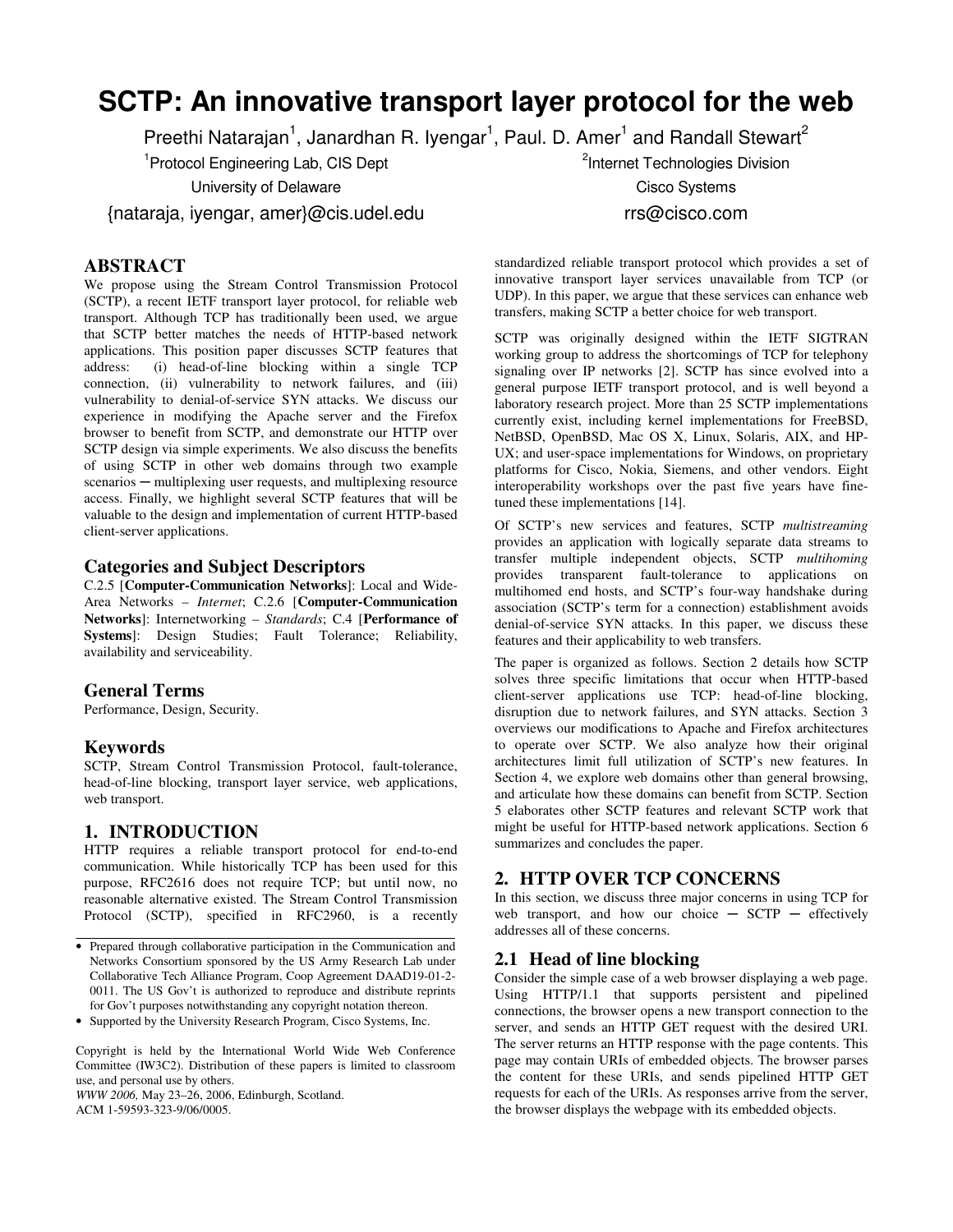# SCTP: An innovative transport layer protocol for the web

Preethi Natarajan[1], Janardhan R. Iyengar[1], Paul. D. Amer[1] and Randall Stewart[2]

[1]Protocol Engineering Lab, CIS Dept
University of Delaware
{nataraja, iyengar, amer}@cis.udel.edu

[2]Internet Technologies Division
Cisco Systems
rrs@cisco.com

## ABSTRACT

We propose using the Stream Control Transmission Protocol (SCTP), a recent IETF transport layer protocol, for reliable web transport. Although TCP has traditionally been used, we argue that SCTP better matches the needs of HTTP-based network applications. This position paper discusses SCTP features that address: (i) head-of-line blocking within a single TCP connection, (ii) vulnerability to network failures, and (iii) vulnerability to denial-of-service SYN attacks. We discuss our experience in modifying the Apache server and the Firefox browser to benefit from SCTP, and demonstrate our HTTP over SCTP design via simple experiments. We also discuss the benefits of using SCTP in other web domains through two example scenarios ─ multiplexing user requests, and multiplexing resource access. Finally, we highlight several SCTP features that will be valuable to the design and implementation of current HTTP-based client-server applications.

### Categories and Subject Descriptors

C.2.5 [**Computer-Communication Networks**]: Local and Wide-Area Networks – *Internet*; C.2.6 [**Computer-Communication Networks**]: Internetworking – *Standards*; C.4 [**Performance of Systems**]: Design Studies; Fault Tolerance; Reliability, availability and serviceability.

### General Terms

Performance, Design, Security.

### Keywords

SCTP, Stream Control Transmission Protocol, fault-tolerance, head-of-line blocking, transport layer service, web applications, web transport.

## 1. INTRODUCTION

HTTP requires a reliable transport protocol for end-to-end communication. While historically TCP has been used for this purpose, RFC2616 does not require TCP; but until now, no reasonable alternative existed. The Stream Control Transmission Protocol (SCTP), specified in RFC2960, is a recently standardized reliable transport protocol which provides a set of innovative transport layer services unavailable from TCP (or UDP). In this paper, we argue that these services can enhance web transfers, making SCTP a better choice for web transport.

- Prepared through collaborative participation in the Communication and Networks Consortium sponsored by the US Army Research Lab under Collaborative Tech Alliance Program, Coop Agreement DAAD19-01-2-0011. The US Gov't is authorized to reproduce and distribute reprints for Gov't purposes notwithstanding any copyright notation thereon.
- Supported by the University Research Program, Cisco Systems, Inc.

Copyright is held by the International World Wide Web Conference Committee (IW3C2). Distribution of these papers is limited to classroom use, and personal use by others.
*WWW 2006,* May 23–26, 2006, Edinburgh, Scotland.
ACM 1-59593-323-9/06/0005.

SCTP was originally designed within the IETF SIGTRAN working group to address the shortcomings of TCP for telephony signaling over IP networks [2]. SCTP has since evolved into a general purpose IETF transport protocol, and is well beyond a laboratory research project. More than 25 SCTP implementations currently exist, including kernel implementations for FreeBSD, NetBSD, OpenBSD, Mac OS X, Linux, Solaris, AIX, and HP-UX; and user-space implementations for Windows, on proprietary platforms for Cisco, Nokia, Siemens, and other vendors. Eight interoperability workshops over the past five years have fine-tuned these implementations [14].

Of SCTP's new services and features, SCTP *multistreaming* provides an application with logically separate data streams to transfer multiple independent objects, SCTP *multihoming* provides transparent fault-tolerance to applications on multihomed end hosts, and SCTP's four-way handshake during association (SCTP's term for a connection) establishment avoids denial-of-service SYN attacks. In this paper, we discuss these features and their applicability to web transfers.

The paper is organized as follows. Section 2 details how SCTP solves three specific limitations that occur when HTTP-based client-server applications use TCP: head-of-line blocking, disruption due to network failures, and SYN attacks. Section 3 overviews our modifications to Apache and Firefox architectures to operate over SCTP. We also analyze how their original architectures limit full utilization of SCTP's new features. In Section 4, we explore web domains other than general browsing, and articulate how these domains can benefit from SCTP. Section 5 elaborates other SCTP features and relevant SCTP work that might be useful for HTTP-based network applications. Section 6 summarizes and concludes the paper.

## 2. HTTP OVER TCP CONCERNS

In this section, we discuss three major concerns in using TCP for web transport, and how our choice ─ SCTP ─ effectively addresses all of these concerns.

### 2.1 Head of line blocking

Consider the simple case of a web browser displaying a web page. Using HTTP/1.1 that supports persistent and pipelined connections, the browser opens a new transport connection to the server, and sends an HTTP GET request with the desired URI. The server returns an HTTP response with the page contents. This page may contain URIs of embedded objects. The browser parses the content for these URIs, and sends pipelined HTTP GET requests for each of the URIs. As responses arrive from the server, the browser displays the webpage with its embedded objects.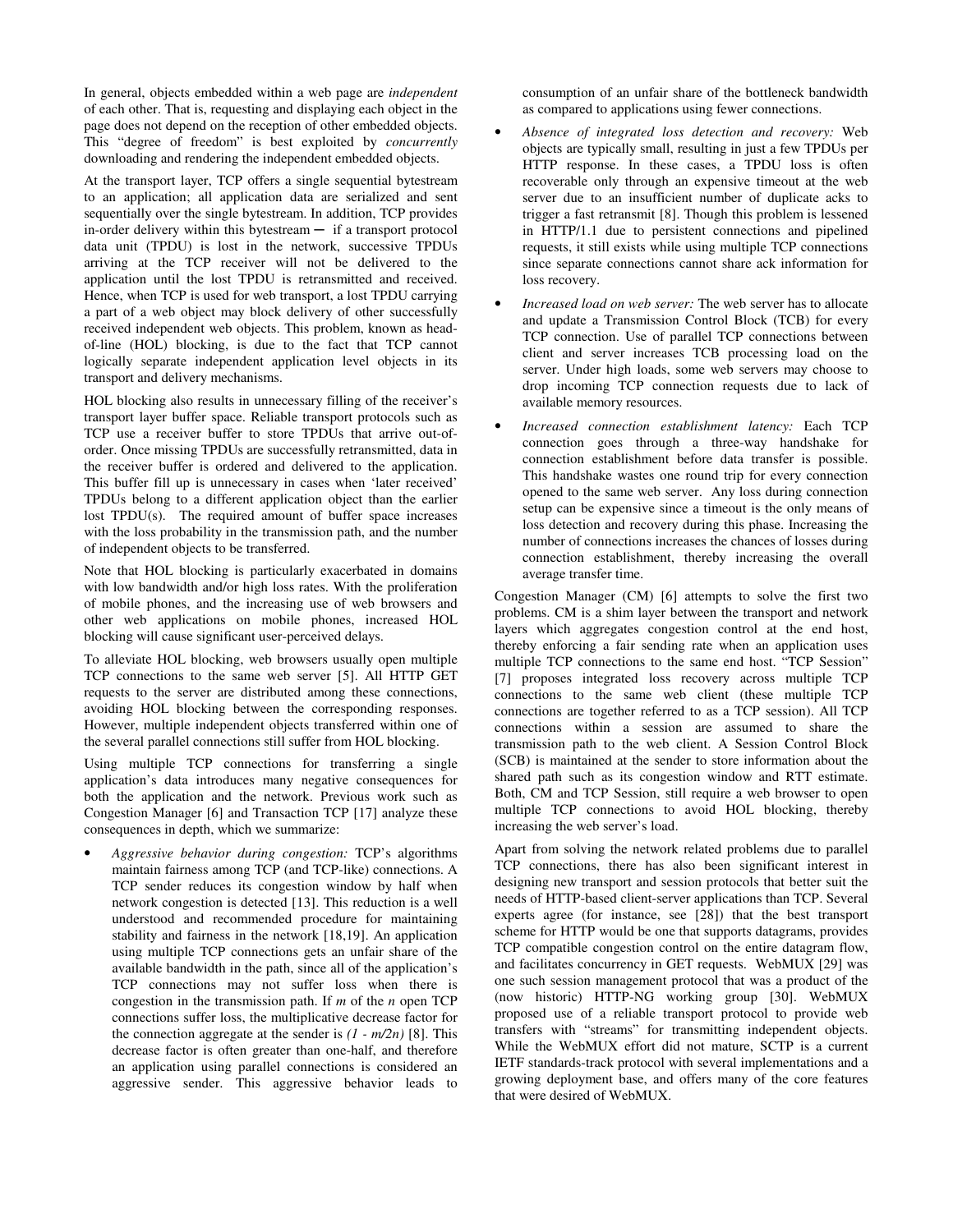In general, objects embedded within a web page are *independent* of each other. That is, requesting and displaying each object in the page does not depend on the reception of other embedded objects. This "degree of freedom" is best exploited by *concurrently* downloading and rendering the independent embedded objects.

At the transport layer, TCP offers a single sequential bytestream to an application; all application data are serialized and sent sequentially over the single bytestream. In addition, TCP provides in-order delivery within this bytestream ─ if a transport protocol data unit (TPDU) is lost in the network, successive TPDUs arriving at the TCP receiver will not be delivered to the application until the lost TPDU is retransmitted and received. Hence, when TCP is used for web transport, a lost TPDU carrying a part of a web object may block delivery of other successfully received independent web objects. This problem, known as head-of-line (HOL) blocking, is due to the fact that TCP cannot logically separate independent application level objects in its transport and delivery mechanisms.

HOL blocking also results in unnecessary filling of the receiver's transport layer buffer space. Reliable transport protocols such as TCP use a receiver buffer to store TPDUs that arrive out-of-order. Once missing TPDUs are successfully retransmitted, data in the receiver buffer is ordered and delivered to the application. This buffer fill up is unnecessary in cases when 'later received' TPDUs belong to a different application object than the earlier lost TPDU(s). The required amount of buffer space increases with the loss probability in the transmission path, and the number of independent objects to be transferred.

Note that HOL blocking is particularly exacerbated in domains with low bandwidth and/or high loss rates. With the proliferation of mobile phones, and the increasing use of web browsers and other web applications on mobile phones, increased HOL blocking will cause significant user-perceived delays.

To alleviate HOL blocking, web browsers usually open multiple TCP connections to the same web server [5]. All HTTP GET requests to the server are distributed among these connections, avoiding HOL blocking between the corresponding responses. However, multiple independent objects transferred within one of the several parallel connections still suffer from HOL blocking.

Using multiple TCP connections for transferring a single application's data introduces many negative consequences for both the application and the network. Previous work such as Congestion Manager [6] and Transaction TCP [17] analyze these consequences in depth, which we summarize:

- *Aggressive behavior during congestion:* TCP's algorithms maintain fairness among TCP (and TCP-like) connections. A TCP sender reduces its congestion window by half when network congestion is detected [13]. This reduction is a well understood and recommended procedure for maintaining stability and fairness in the network [18,19]. An application using multiple TCP connections gets an unfair share of the available bandwidth in the path, since all of the application's TCP connections may not suffer loss when there is congestion in the transmission path. If $m$ of the $n$ open TCP connections suffer loss, the multiplicative decrease factor for the connection aggregate at the sender is $(1 - m/2n)$ [8]. This decrease factor is often greater than one-half, and therefore an application using parallel connections is considered an aggressive sender. This aggressive behavior leads to consumption of an unfair share of the bottleneck bandwidth as compared to applications using fewer connections.
- *Absence of integrated loss detection and recovery:* Web objects are typically small, resulting in just a few TPDUs per HTTP response. In these cases, a TPDU loss is often recoverable only through an expensive timeout at the web server due to an insufficient number of duplicate acks to trigger a fast retransmit [8]. Though this problem is lessened in HTTP/1.1 due to persistent connections and pipelined requests, it still exists while using multiple TCP connections since separate connections cannot share ack information for loss recovery.
- *Increased load on web server:* The web server has to allocate and update a Transmission Control Block (TCB) for every TCP connection. Use of parallel TCP connections between client and server increases TCB processing load on the server. Under high loads, some web servers may choose to drop incoming TCP connection requests due to lack of available memory resources.
- *Increased connection establishment latency:* Each TCP connection goes through a three-way handshake for connection establishment before data transfer is possible. This handshake wastes one round trip for every connection opened to the same web server. Any loss during connection setup can be expensive since a timeout is the only means of loss detection and recovery during this phase. Increasing the number of connections increases the chances of losses during connection establishment, thereby increasing the overall average transfer time.

Congestion Manager (CM) [6] attempts to solve the first two problems. CM is a shim layer between the transport and network layers which aggregates congestion control at the end host, thereby enforcing a fair sending rate when an application uses multiple TCP connections to the same end host. "TCP Session" [7] proposes integrated loss recovery across multiple TCP connections to the same web client (these multiple TCP connections are together referred to as a TCP session). All TCP connections within a session are assumed to share the transmission path to the web client. A Session Control Block (SCB) is maintained at the sender to store information about the shared path such as its congestion window and RTT estimate. Both, CM and TCP Session, still require a web browser to open multiple TCP connections to avoid HOL blocking, thereby increasing the web server's load.

Apart from solving the network related problems due to parallel TCP connections, there has also been significant interest in designing new transport and session protocols that better suit the needs of HTTP-based client-server applications than TCP. Several experts agree (for instance, see [28]) that the best transport scheme for HTTP would be one that supports datagrams, provides TCP compatible congestion control on the entire datagram flow, and facilitates concurrency in GET requests. WebMUX [29] was one such session management protocol that was a product of the (now historic) HTTP-NG working group [30]. WebMUX proposed use of a reliable transport protocol to provide web transfers with "streams" for transmitting independent objects. While the WebMUX effort did not mature, SCTP is a current IETF standards-track protocol with several implementations and a growing deployment base, and offers many of the core features that were desired of WebMUX.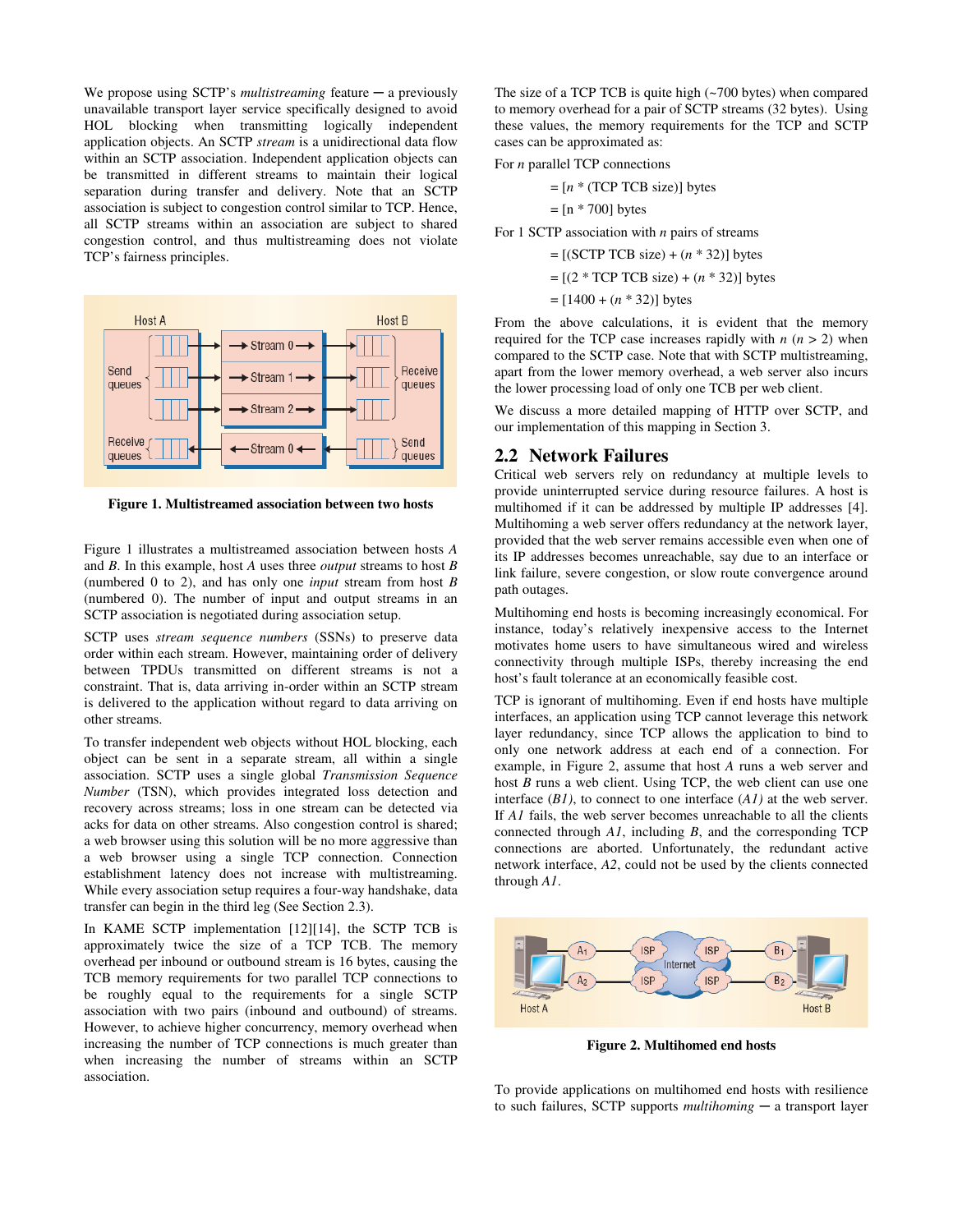We propose using SCTP's *multistreaming* feature ─ a previously unavailable transport layer service specifically designed to avoid HOL blocking when transmitting logically independent application objects. An SCTP *stream* is a unidirectional data flow within an SCTP association. Independent application objects can be transmitted in different streams to maintain their logical separation during transfer and delivery. Note that an SCTP association is subject to congestion control similar to TCP. Hence, all SCTP streams within an association are subject to shared congestion control, and thus multistreaming does not violate TCP's fairness principles.

**Figure 1. Multistreamed association between two hosts**

Figure 1 illustrates a multistreamed association between hosts *A* and *B*. In this example, host *A* uses three *output* streams to host *B* (numbered 0 to 2), and has only one *input* stream from host *B* (numbered 0). The number of input and output streams in an SCTP association is negotiated during association setup.

SCTP uses *stream sequence numbers* (SSNs) to preserve data order within each stream. However, maintaining order of delivery between TPDUs transmitted on different streams is not a constraint. That is, data arriving in-order within an SCTP stream is delivered to the application without regard to data arriving on other streams.

To transfer independent web objects without HOL blocking, each object can be sent in a separate stream, all within a single association. SCTP uses a single global *Transmission Sequence Number* (TSN), which provides integrated loss detection and recovery across streams; loss in one stream can be detected via acks for data on other streams. Also congestion control is shared; a web browser using this solution will be no more aggressive than a web browser using a single TCP connection. Connection establishment latency does not increase with multistreaming. While every association setup requires a four-way handshake, data transfer can begin in the third leg (See Section 2.3).

In KAME SCTP implementation [12][14], the SCTP TCB is approximately twice the size of a TCP TCB. The memory overhead per inbound or outbound stream is 16 bytes, causing the TCB memory requirements for two parallel TCP connections to be roughly equal to the requirements for a single SCTP association with two pairs (inbound and outbound) of streams. However, to achieve higher concurrency, memory overhead when increasing the number of TCP connections is much greater than when increasing the number of streams within an SCTP association.

The size of a TCP TCB is quite high (~700 bytes) when compared to memory overhead for a pair of SCTP streams (32 bytes). Using these values, the memory requirements for the TCP and SCTP cases can be approximated as:

For *n* parallel TCP connections

= [*n* * (TCP TCB size)] bytes

= [n * 700] bytes

For 1 SCTP association with *n* pairs of streams

= [(SCTP TCB size) + (*n* * 32)] bytes

= [(2 * TCP TCB size) + (*n* * 32)] bytes

= [1400 + (*n* * 32)] bytes

From the above calculations, it is evident that the memory required for the TCP case increases rapidly with *n* ($n > 2$) when compared to the SCTP case. Note that with SCTP multistreaming, apart from the lower memory overhead, a web server also incurs the lower processing load of only one TCB per web client.

We discuss a more detailed mapping of HTTP over SCTP, and our implementation of this mapping in Section 3.

## 2.2 Network Failures

Critical web servers rely on redundancy at multiple levels to provide uninterrupted service during resource failures. A host is multihomed if it can be addressed by multiple IP addresses [4]. Multihoming a web server offers redundancy at the network layer, provided that the web server remains accessible even when one of its IP addresses becomes unreachable, say due to an interface or link failure, severe congestion, or slow route convergence around path outages.

Multihoming end hosts is becoming increasingly economical. For instance, today's relatively inexpensive access to the Internet motivates home users to have simultaneous wired and wireless connectivity through multiple ISPs, thereby increasing the end host's fault tolerance at an economically feasible cost.

TCP is ignorant of multihoming. Even if end hosts have multiple interfaces, an application using TCP cannot leverage this network layer redundancy, since TCP allows the application to bind to only one network address at each end of a connection. For example, in Figure 2, assume that host *A* runs a web server and host *B* runs a web client. Using TCP, the web client can use one interface (*B1*), to connect to one interface (*A1)* at the web server. If *A1* fails, the web server becomes unreachable to all the clients connected through *A1*, including *B*, and the corresponding TCP connections are aborted. Unfortunately, the redundant active network interface, *A2*, could not be used by the clients connected through *A1*.

**Figure 2. Multihomed end hosts**

To provide applications on multihomed end hosts with resilience to such failures, SCTP supports *multihoming* ─ a transport layer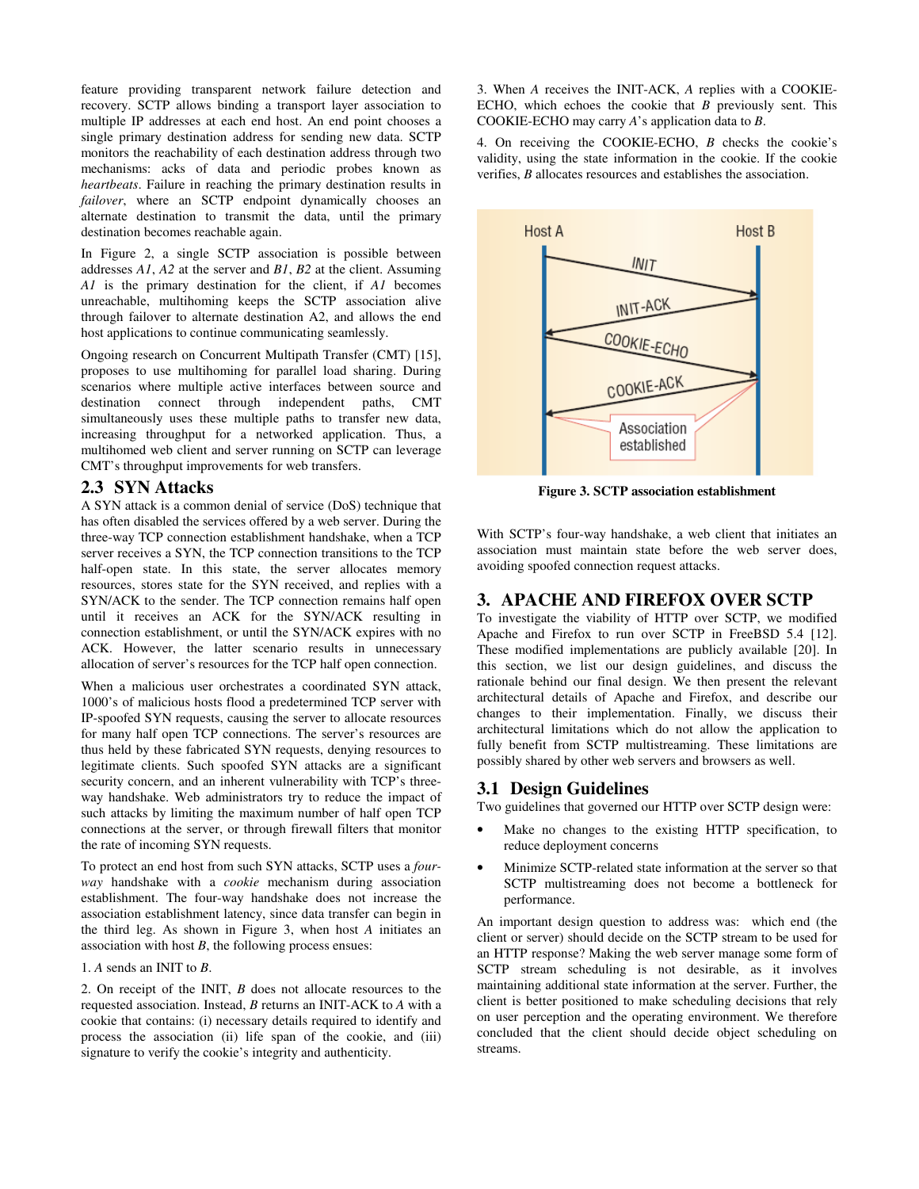feature providing transparent network failure detection and recovery. SCTP allows binding a transport layer association to multiple IP addresses at each end host. An end point chooses a single primary destination address for sending new data. SCTP monitors the reachability of each destination address through two mechanisms: acks of data and periodic probes known as *heartbeats*. Failure in reaching the primary destination results in *failover*, where an SCTP endpoint dynamically chooses an alternate destination to transmit the data, until the primary destination becomes reachable again.

In Figure 2, a single SCTP association is possible between addresses *A1*, *A2* at the server and *B1*, *B2* at the client. Assuming *A1* is the primary destination for the client, if *A1* becomes unreachable, multihoming keeps the SCTP association alive through failover to alternate destination A2, and allows the end host applications to continue communicating seamlessly.

Ongoing research on Concurrent Multipath Transfer (CMT) [15], proposes to use multihoming for parallel load sharing. During scenarios where multiple active interfaces between source and destination connect through independent paths, CMT simultaneously uses these multiple paths to transfer new data, increasing throughput for a networked application. Thus, a multihomed web client and server running on SCTP can leverage CMT's throughput improvements for web transfers.

## 2.3 SYN Attacks

A SYN attack is a common denial of service (DoS) technique that has often disabled the services offered by a web server. During the three-way TCP connection establishment handshake, when a TCP server receives a SYN, the TCP connection transitions to the TCP half-open state. In this state, the server allocates memory resources, stores state for the SYN received, and replies with a SYN/ACK to the sender. The TCP connection remains half open until it receives an ACK for the SYN/ACK resulting in connection establishment, or until the SYN/ACK expires with no ACK. However, the latter scenario results in unnecessary allocation of server's resources for the TCP half open connection.

When a malicious user orchestrates a coordinated SYN attack, 1000's of malicious hosts flood a predetermined TCP server with IP-spoofed SYN requests, causing the server to allocate resources for many half open TCP connections. The server's resources are thus held by these fabricated SYN requests, denying resources to legitimate clients. Such spoofed SYN attacks are a significant security concern, and an inherent vulnerability with TCP's three-way handshake. Web administrators try to reduce the impact of such attacks by limiting the maximum number of half open TCP connections at the server, or through firewall filters that monitor the rate of incoming SYN requests.

To protect an end host from such SYN attacks, SCTP uses a *four-way* handshake with a *cookie* mechanism during association establishment. The four-way handshake does not increase the association establishment latency, since data transfer can begin in the third leg. As shown in Figure 3, when host *A* initiates an association with host *B*, the following process ensues:

1. *A* sends an INIT to *B*.

2. On receipt of the INIT, *B* does not allocate resources to the requested association. Instead, *B* returns an INIT-ACK to *A* with a cookie that contains: (i) necessary details required to identify and process the association (ii) life span of the cookie, and (iii) signature to verify the cookie's integrity and authenticity.

3. When *A* receives the INIT-ACK, *A* replies with a COOKIE-ECHO, which echoes the cookie that *B* previously sent. This COOKIE-ECHO may carry *A*'s application data to *B*.

4. On receiving the COOKIE-ECHO, *B* checks the cookie's validity, using the state information in the cookie. If the cookie verifies, *B* allocates resources and establishes the association.

**Figure 3. SCTP association establishment**

With SCTP's four-way handshake, a web client that initiates an association must maintain state before the web server does, avoiding spoofed connection request attacks.

# 3. APACHE AND FIREFOX OVER SCTP

To investigate the viability of HTTP over SCTP, we modified Apache and Firefox to run over SCTP in FreeBSD 5.4 [12]. These modified implementations are publicly available [20]. In this section, we list our design guidelines, and discuss the rationale behind our final design. We then present the relevant architectural details of Apache and Firefox, and describe our changes to their implementation. Finally, we discuss their architectural limitations which do not allow the application to fully benefit from SCTP multistreaming. These limitations are possibly shared by other web servers and browsers as well.

## 3.1 Design Guidelines

Two guidelines that governed our HTTP over SCTP design were:

- Make no changes to the existing HTTP specification, to reduce deployment concerns
- Minimize SCTP-related state information at the server so that SCTP multistreaming does not become a bottleneck for performance.

An important design question to address was: which end (the client or server) should decide on the SCTP stream to be used for an HTTP response? Making the web server manage some form of SCTP stream scheduling is not desirable, as it involves maintaining additional state information at the server. Further, the client is better positioned to make scheduling decisions that rely on user perception and the operating environment. We therefore concluded that the client should decide object scheduling on streams.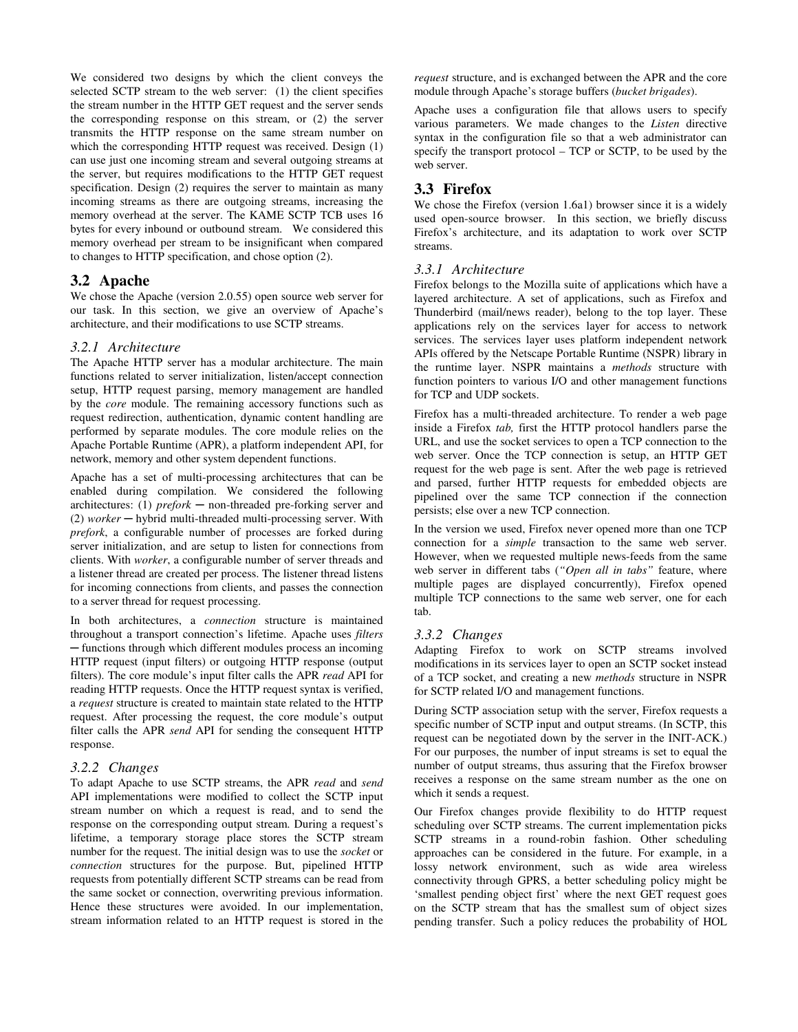We considered two designs by which the client conveys the selected SCTP stream to the web server: (1) the client specifies the stream number in the HTTP GET request and the server sends the corresponding response on this stream, or (2) the server transmits the HTTP response on the same stream number on which the corresponding HTTP request was received. Design (1) can use just one incoming stream and several outgoing streams at the server, but requires modifications to the HTTP GET request specification. Design (2) requires the server to maintain as many incoming streams as there are outgoing streams, increasing the memory overhead at the server. The KAME SCTP TCB uses 16 bytes for every inbound or outbound stream. We considered this memory overhead per stream to be insignificant when compared to changes to HTTP specification, and chose option (2).

## 3.2 Apache

We chose the Apache (version 2.0.55) open source web server for our task. In this section, we give an overview of Apache's architecture, and their modifications to use SCTP streams.

### *3.2.1 Architecture*

The Apache HTTP server has a modular architecture. The main functions related to server initialization, listen/accept connection setup, HTTP request parsing, memory management are handled by the *core* module. The remaining accessory functions such as request redirection, authentication, dynamic content handling are performed by separate modules. The core module relies on the Apache Portable Runtime (APR), a platform independent API, for network, memory and other system dependent functions.

Apache has a set of multi-processing architectures that can be enabled during compilation. We considered the following architectures: (1) *prefork* ─ non-threaded pre-forking server and (2) *worker* ─ hybrid multi-threaded multi-processing server. With *prefork*, a configurable number of processes are forked during server initialization, and are setup to listen for connections from clients. With *worker*, a configurable number of server threads and a listener thread are created per process. The listener thread listens for incoming connections from clients, and passes the connection to a server thread for request processing.

In both architectures, a *connection* structure is maintained throughout a transport connection's lifetime. Apache uses *filters* ─ functions through which different modules process an incoming HTTP request (input filters) or outgoing HTTP response (output filters). The core module's input filter calls the APR *read* API for reading HTTP requests. Once the HTTP request syntax is verified, a *request* structure is created to maintain state related to the HTTP request. After processing the request, the core module's output filter calls the APR *send* API for sending the consequent HTTP response.

### *3.2.2 Changes*

To adapt Apache to use SCTP streams, the APR *read* and *send* API implementations were modified to collect the SCTP input stream number on which a request is read, and to send the response on the corresponding output stream. During a request's lifetime, a temporary storage place stores the SCTP stream number for the request. The initial design was to use the *socket* or *connection* structures for the purpose. But, pipelined HTTP requests from potentially different SCTP streams can be read from the same socket or connection, overwriting previous information. Hence these structures were avoided. In our implementation, stream information related to an HTTP request is stored in the *request* structure, and is exchanged between the APR and the core module through Apache's storage buffers (*bucket brigades*).

Apache uses a configuration file that allows users to specify various parameters. We made changes to the *Listen* directive syntax in the configuration file so that a web administrator can specify the transport protocol – TCP or SCTP, to be used by the web server.

## 3.3 Firefox

We chose the Firefox (version 1.6a1) browser since it is a widely used open-source browser. In this section, we briefly discuss Firefox's architecture, and its adaptation to work over SCTP streams.

### *3.3.1 Architecture*

Firefox belongs to the Mozilla suite of applications which have a layered architecture. A set of applications, such as Firefox and Thunderbird (mail/news reader), belong to the top layer. These applications rely on the services layer for access to network services. The services layer uses platform independent network APIs offered by the Netscape Portable Runtime (NSPR) library in the runtime layer. NSPR maintains a *methods* structure with function pointers to various I/O and other management functions for TCP and UDP sockets.

Firefox has a multi-threaded architecture. To render a web page inside a Firefox *tab,* first the HTTP protocol handlers parse the URL, and use the socket services to open a TCP connection to the web server. Once the TCP connection is setup, an HTTP GET request for the web page is sent. After the web page is retrieved and parsed, further HTTP requests for embedded objects are pipelined over the same TCP connection if the connection persists; else over a new TCP connection.

In the version we used, Firefox never opened more than one TCP connection for a *simple* transaction to the same web server. However, when we requested multiple news-feeds from the same web server in different tabs (*"Open all in tabs"* feature, where multiple pages are displayed concurrently), Firefox opened multiple TCP connections to the same web server, one for each tab.

### *3.3.2 Changes*

Adapting Firefox to work on SCTP streams involved modifications in its services layer to open an SCTP socket instead of a TCP socket, and creating a new *methods* structure in NSPR for SCTP related I/O and management functions.

During SCTP association setup with the server, Firefox requests a specific number of SCTP input and output streams. (In SCTP, this request can be negotiated down by the server in the INIT-ACK.) For our purposes, the number of input streams is set to equal the number of output streams, thus assuring that the Firefox browser receives a response on the same stream number as the one on which it sends a request.

Our Firefox changes provide flexibility to do HTTP request scheduling over SCTP streams. The current implementation picks SCTP streams in a round-robin fashion. Other scheduling approaches can be considered in the future. For example, in a lossy network environment, such as wide area wireless connectivity through GPRS, a better scheduling policy might be 'smallest pending object first' where the next GET request goes on the SCTP stream that has the smallest sum of object sizes pending transfer. Such a policy reduces the probability of HOL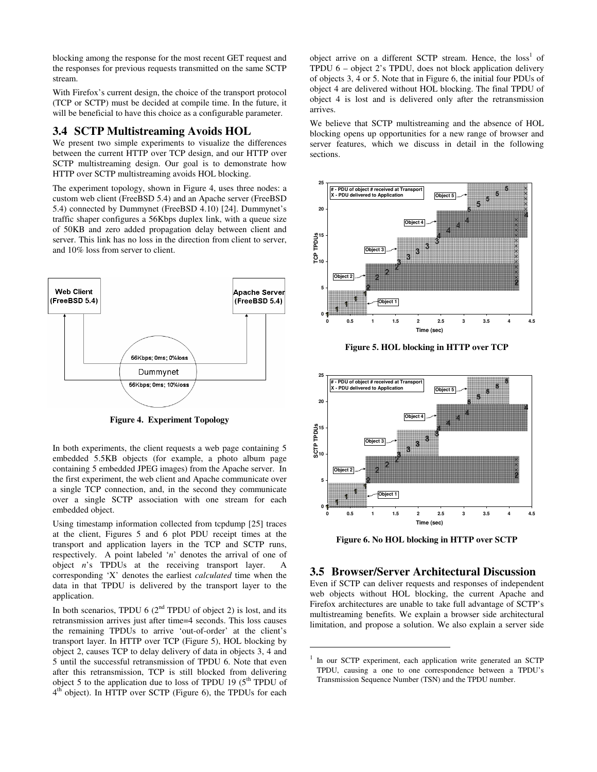blocking among the response for the most recent GET request and the responses for previous requests transmitted on the same SCTP stream.

With Firefox's current design, the choice of the transport protocol (TCP or SCTP) must be decided at compile time. In the future, it will be beneficial to have this choice as a configurable parameter.

## 3.4 SCTP Multistreaming Avoids HOL

We present two simple experiments to visualize the differences between the current HTTP over TCP design, and our HTTP over SCTP multistreaming design. Our goal is to demonstrate how HTTP over SCTP multistreaming avoids HOL blocking.

The experiment topology, shown in Figure 4, uses three nodes: a custom web client (FreeBSD 5.4) and an Apache server (FreeBSD 5.4) connected by Dummynet (FreeBSD 4.10) [24]. Dummynet's traffic shaper configures a 56Kbps duplex link, with a queue size of 50KB and zero added propagation delay between client and server. This link has no loss in the direction from client to server, and 10% loss from server to client.

**Figure 4. Experiment Topology**

In both experiments, the client requests a web page containing 5 embedded 5.5KB objects (for example, a photo album page containing 5 embedded JPEG images) from the Apache server. In the first experiment, the web client and Apache communicate over a single TCP connection, and, in the second they communicate over a single SCTP association with one stream for each embedded object.

Using timestamp information collected from tcpdump [25] traces at the client, Figures 5 and 6 plot PDU receipt times at the transport and application layers in the TCP and SCTP runs, respectively. A point labeled '*n*' denotes the arrival of one of object *n*'s TPDUs at the receiving transport layer. A corresponding 'X' denotes the earliest *calculated* time when the data in that TPDU is delivered by the transport layer to the application.

In both scenarios, TPDU 6 (2nd TPDU of object 2) is lost, and its retransmission arrives just after time=4 seconds. This loss causes the remaining TPDUs to arrive 'out-of-order' at the client's transport layer. In HTTP over TCP (Figure 5), HOL blocking by object 2, causes TCP to delay delivery of data in objects 3, 4 and 5 until the successful retransmission of TPDU 6. Note that even after this retransmission, TCP is still blocked from delivering object 5 to the application due to loss of TPDU 19 (5th TPDU of 4th object). In HTTP over SCTP (Figure 6), the TPDUs for each object arrive on a different SCTP stream. Hence, the loss[1] of TPDU 6 – object 2's TPDU, does not block application delivery of objects 3, 4 or 5. Note that in Figure 6, the initial four PDUs of object 4 are delivered without HOL blocking. The final TPDU of object 4 is lost and is delivered only after the retransmission arrives.

We believe that SCTP multistreaming and the absence of HOL blocking opens up opportunities for a new range of browser and server features, which we discuss in detail in the following sections.

**Figure 5. HOL blocking in HTTP over TCP**

**Figure 6. No HOL blocking in HTTP over SCTP**

## 3.5 Browser/Server Architectural Discussion

Even if SCTP can deliver requests and responses of independent web objects without HOL blocking, the current Apache and Firefox architectures are unable to take full advantage of SCTP's multistreaming benefits. We explain a browser side architectural limitation, and propose a solution. We also explain a server side

---

[1] In our SCTP experiment, each application write generated an SCTP TPDU, causing a one to one correspondence between a TPDU's Transmission Sequence Number (TSN) and the TPDU number.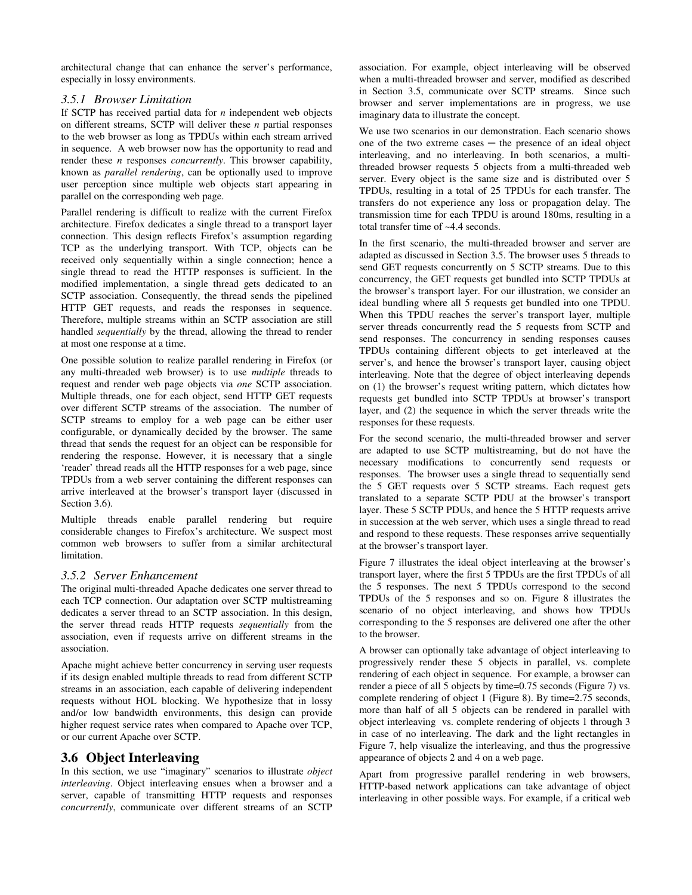architectural change that can enhance the server's performance, especially in lossy environments.

### 3.5.1 *Browser Limitation*

If SCTP has received partial data for $n$ independent web objects on different streams, SCTP will deliver these $n$ partial responses to the web browser as long as TPDUs within each stream arrived in sequence. A web browser now has the opportunity to read and render these $n$ responses *concurrently*. This browser capability, known as *parallel rendering*, can be optionally used to improve user perception since multiple web objects start appearing in parallel on the corresponding web page.

Parallel rendering is difficult to realize with the current Firefox architecture. Firefox dedicates a single thread to a transport layer connection. This design reflects Firefox's assumption regarding TCP as the underlying transport. With TCP, objects can be received only sequentially within a single connection; hence a single thread to read the HTTP responses is sufficient. In the modified implementation, a single thread gets dedicated to an SCTP association. Consequently, the thread sends the pipelined HTTP GET requests, and reads the responses in sequence. Therefore, multiple streams within an SCTP association are still handled *sequentially* by the thread, allowing the thread to render at most one response at a time.

One possible solution to realize parallel rendering in Firefox (or any multi-threaded web browser) is to use *multiple* threads to request and render web page objects via *one* SCTP association. Multiple threads, one for each object, send HTTP GET requests over different SCTP streams of the association. The number of SCTP streams to employ for a web page can be either user configurable, or dynamically decided by the browser. The same thread that sends the request for an object can be responsible for rendering the response. However, it is necessary that a single 'reader' thread reads all the HTTP responses for a web page, since TPDUs from a web server containing the different responses can arrive interleaved at the browser's transport layer (discussed in Section 3.6).

Multiple threads enable parallel rendering but require considerable changes to Firefox's architecture. We suspect most common web browsers to suffer from a similar architectural limitation.

### 3.5.2 *Server Enhancement*

The original multi-threaded Apache dedicates one server thread to each TCP connection. Our adaptation over SCTP multistreaming dedicates a server thread to an SCTP association. In this design, the server thread reads HTTP requests *sequentially* from the association, even if requests arrive on different streams in the association.

Apache might achieve better concurrency in serving user requests if its design enabled multiple threads to read from different SCTP streams in an association, each capable of delivering independent requests without HOL blocking. We hypothesize that in lossy and/or low bandwidth environments, this design can provide higher request service rates when compared to Apache over TCP, or our current Apache over SCTP.

## 3.6 Object Interleaving

In this section, we use "imaginary" scenarios to illustrate *object interleaving*. Object interleaving ensues when a browser and a server, capable of transmitting HTTP requests and responses *concurrently*, communicate over different streams of an SCTP association. For example, object interleaving will be observed when a multi-threaded browser and server, modified as described in Section 3.5, communicate over SCTP streams. Since such browser and server implementations are in progress, we use imaginary data to illustrate the concept.

We use two scenarios in our demonstration. Each scenario shows one of the two extreme cases ─ the presence of an ideal object interleaving, and no interleaving. In both scenarios, a multi-threaded browser requests 5 objects from a multi-threaded web server. Every object is the same size and is distributed over 5 TPDUs, resulting in a total of 25 TPDUs for each transfer. The transfers do not experience any loss or propagation delay. The transmission time for each TPDU is around 180ms, resulting in a total transfer time of ~4.4 seconds.

In the first scenario, the multi-threaded browser and server are adapted as discussed in Section 3.5. The browser uses 5 threads to send GET requests concurrently on 5 SCTP streams. Due to this concurrency, the GET requests get bundled into SCTP TPDUs at the browser's transport layer. For our illustration, we consider an ideal bundling where all 5 requests get bundled into one TPDU. When this TPDU reaches the server's transport layer, multiple server threads concurrently read the 5 requests from SCTP and send responses. The concurrency in sending responses causes TPDUs containing different objects to get interleaved at the server's, and hence the browser's transport layer, causing object interleaving. Note that the degree of object interleaving depends on (1) the browser's request writing pattern, which dictates how requests get bundled into SCTP TPDUs at browser's transport layer, and (2) the sequence in which the server threads write the responses for these requests.

For the second scenario, the multi-threaded browser and server are adapted to use SCTP multistreaming, but do not have the necessary modifications to concurrently send requests or responses. The browser uses a single thread to sequentially send the 5 GET requests over 5 SCTP streams. Each request gets translated to a separate SCTP PDU at the browser's transport layer. These 5 SCTP PDUs, and hence the 5 HTTP requests arrive in succession at the web server, which uses a single thread to read and respond to these requests. These responses arrive sequentially at the browser's transport layer.

Figure 7 illustrates the ideal object interleaving at the browser's transport layer, where the first 5 TPDUs are the first TPDUs of all the 5 responses. The next 5 TPDUs correspond to the second TPDUs of the 5 responses and so on. Figure 8 illustrates the scenario of no object interleaving, and shows how TPDUs corresponding to the 5 responses are delivered one after the other to the browser.

A browser can optionally take advantage of object interleaving to progressively render these 5 objects in parallel, vs. complete rendering of each object in sequence. For example, a browser can render a piece of all 5 objects by time=0.75 seconds (Figure 7) vs. complete rendering of object 1 (Figure 8). By time=2.75 seconds, more than half of all 5 objects can be rendered in parallel with object interleaving vs. complete rendering of objects 1 through 3 in case of no interleaving. The dark and the light rectangles in Figure 7, help visualize the interleaving, and thus the progressive appearance of objects 2 and 4 on a web page.

Apart from progressive parallel rendering in web browsers, HTTP-based network applications can take advantage of object interleaving in other possible ways. For example, if a critical web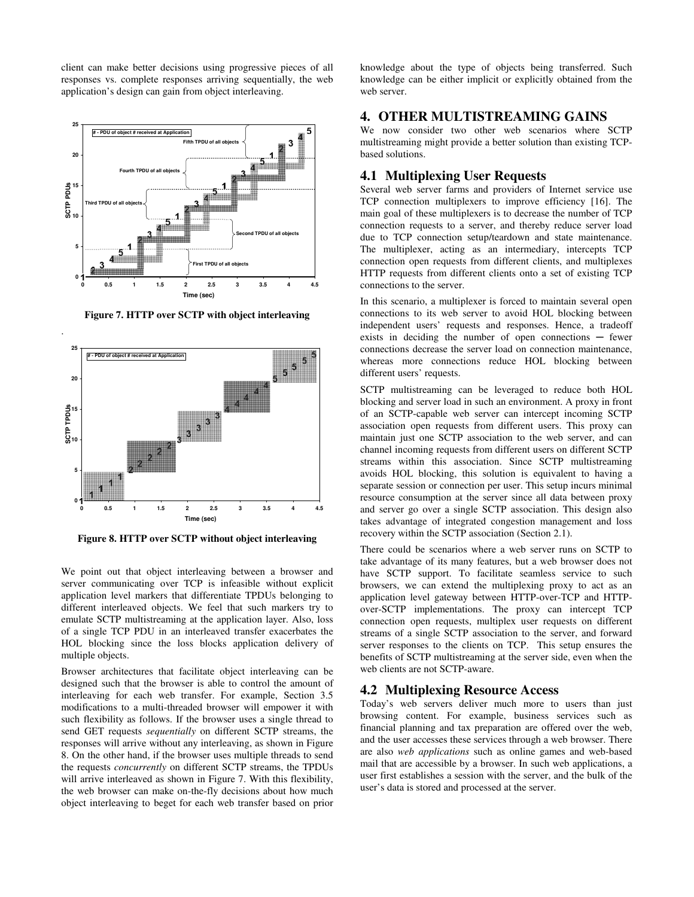client can make better decisions using progressive pieces of all responses vs. complete responses arriving sequentially, the web application's design can gain from object interleaving.

**Figure 7. HTTP over SCTP with object interleaving**

**Figure 8. HTTP over SCTP without object interleaving**

We point out that object interleaving between a browser and server communicating over TCP is infeasible without explicit application level markers that differentiate TPDUs belonging to different interleaved objects. We feel that such markers try to emulate SCTP multistreaming at the application layer. Also, loss of a single TCP PDU in an interleaved transfer exacerbates the HOL blocking since the loss blocks application delivery of multiple objects.

Browser architectures that facilitate object interleaving can be designed such that the browser is able to control the amount of interleaving for each web transfer. For example, Section 3.5 modifications to a multi-threaded browser will empower it with such flexibility as follows. If the browser uses a single thread to send GET requests *sequentially* on different SCTP streams, the responses will arrive without any interleaving, as shown in Figure 8. On the other hand, if the browser uses multiple threads to send the requests *concurrently* on different SCTP streams, the TPDUs will arrive interleaved as shown in Figure 7. With this flexibility, the web browser can make on-the-fly decisions about how much object interleaving to beget for each web transfer based on prior knowledge about the type of objects being transferred. Such knowledge can be either implicit or explicitly obtained from the web server.

# 4. OTHER MULTISTREAMING GAINS

We now consider two other web scenarios where SCTP multistreaming might provide a better solution than existing TCP-based solutions.

## 4.1 Multiplexing User Requests

Several web server farms and providers of Internet service use TCP connection multiplexers to improve efficiency [16]. The main goal of these multiplexers is to decrease the number of TCP connection requests to a server, and thereby reduce server load due to TCP connection setup/teardown and state maintenance. The multiplexer, acting as an intermediary, intercepts TCP connection open requests from different clients, and multiplexes HTTP requests from different clients onto a set of existing TCP connections to the server.

In this scenario, a multiplexer is forced to maintain several open connections to its web server to avoid HOL blocking between independent users' requests and responses. Hence, a tradeoff exists in deciding the number of open connections ─ fewer connections decrease the server load on connection maintenance, whereas more connections reduce HOL blocking between different users' requests.

SCTP multistreaming can be leveraged to reduce both HOL blocking and server load in such an environment. A proxy in front of an SCTP-capable web server can intercept incoming SCTP association open requests from different users. This proxy can maintain just one SCTP association to the web server, and can channel incoming requests from different users on different SCTP streams within this association. Since SCTP multistreaming avoids HOL blocking, this solution is equivalent to having a separate session or connection per user. This setup incurs minimal resource consumption at the server since all data between proxy and server go over a single SCTP association. This design also takes advantage of integrated congestion management and loss recovery within the SCTP association (Section 2.1).

There could be scenarios where a web server runs on SCTP to take advantage of its many features, but a web browser does not have SCTP support. To facilitate seamless service to such browsers, we can extend the multiplexing proxy to act as an application level gateway between HTTP-over-TCP and HTTP-over-SCTP implementations. The proxy can intercept TCP connection open requests, multiplex user requests on different streams of a single SCTP association to the server, and forward server responses to the clients on TCP. This setup ensures the benefits of SCTP multistreaming at the server side, even when the web clients are not SCTP-aware.

## 4.2 Multiplexing Resource Access

Today's web servers deliver much more to users than just browsing content. For example, business services such as financial planning and tax preparation are offered over the web, and the user accesses these services through a web browser. There are also *web applications* such as online games and web-based mail that are accessible by a browser. In such web applications, a user first establishes a session with the server, and the bulk of the user's data is stored and processed at the server.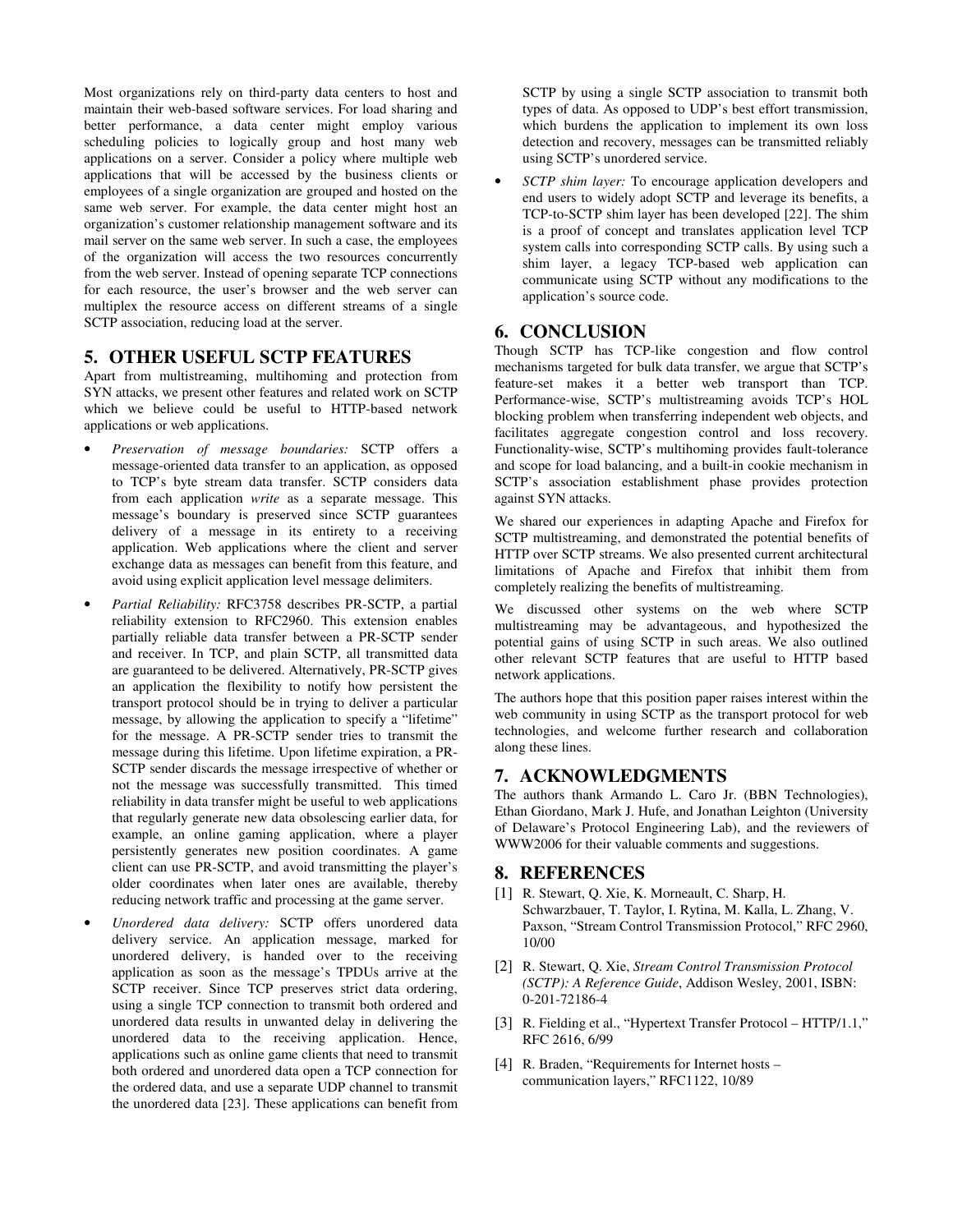Most organizations rely on third-party data centers to host and maintain their web-based software services. For load sharing and better performance, a data center might employ various scheduling policies to logically group and host many web applications on a server. Consider a policy where multiple web applications that will be accessed by the business clients or employees of a single organization are grouped and hosted on the same web server. For example, the data center might host an organization's customer relationship management software and its mail server on the same web server. In such a case, the employees of the organization will access the two resources concurrently from the web server. Instead of opening separate TCP connections for each resource, the user's browser and the web server can multiplex the resource access on different streams of a single SCTP association, reducing load at the server.

## 5. OTHER USEFUL SCTP FEATURES

Apart from multistreaming, multihoming and protection from SYN attacks, we present other features and related work on SCTP which we believe could be useful to HTTP-based network applications or web applications.

- *Preservation of message boundaries:* SCTP offers a message-oriented data transfer to an application, as opposed to TCP's byte stream data transfer. SCTP considers data from each application *write* as a separate message. This message's boundary is preserved since SCTP guarantees delivery of a message in its entirety to a receiving application. Web applications where the client and server exchange data as messages can benefit from this feature, and avoid using explicit application level message delimiters.
- *Partial Reliability:* RFC3758 describes PR-SCTP, a partial reliability extension to RFC2960. This extension enables partially reliable data transfer between a PR-SCTP sender and receiver. In TCP, and plain SCTP, all transmitted data are guaranteed to be delivered. Alternatively, PR-SCTP gives an application the flexibility to notify how persistent the transport protocol should be in trying to deliver a particular message, by allowing the application to specify a "lifetime" for the message. A PR-SCTP sender tries to transmit the message during this lifetime. Upon lifetime expiration, a PR-SCTP sender discards the message irrespective of whether or not the message was successfully transmitted. This timed reliability in data transfer might be useful to web applications that regularly generate new data obsolescing earlier data, for example, an online gaming application, where a player persistently generates new position coordinates. A game client can use PR-SCTP, and avoid transmitting the player's older coordinates when later ones are available, thereby reducing network traffic and processing at the game server.
- *Unordered data delivery:* SCTP offers unordered data delivery service. An application message, marked for unordered delivery, is handed over to the receiving application as soon as the message's TPDUs arrive at the SCTP receiver. Since TCP preserves strict data ordering, using a single TCP connection to transmit both ordered and unordered data results in unwanted delay in delivering the unordered data to the receiving application. Hence, applications such as online game clients that need to transmit both ordered and unordered data open a TCP connection for the ordered data, and use a separate UDP channel to transmit the unordered data [23]. These applications can benefit from SCTP by using a single SCTP association to transmit both types of data. As opposed to UDP's best effort transmission, which burdens the application to implement its own loss detection and recovery, messages can be transmitted reliably using SCTP's unordered service.
- *SCTP shim layer:* To encourage application developers and end users to widely adopt SCTP and leverage its benefits, a TCP-to-SCTP shim layer has been developed [22]. The shim is a proof of concept and translates application level TCP system calls into corresponding SCTP calls. By using such a shim layer, a legacy TCP-based web application can communicate using SCTP without any modifications to the application's source code.

## 6. CONCLUSION

Though SCTP has TCP-like congestion and flow control mechanisms targeted for bulk data transfer, we argue that SCTP's feature-set makes it a better web transport than TCP. Performance-wise, SCTP's multistreaming avoids TCP's HOL blocking problem when transferring independent web objects, and facilitates aggregate congestion control and loss recovery. Functionality-wise, SCTP's multihoming provides fault-tolerance and scope for load balancing, and a built-in cookie mechanism in SCTP's association establishment phase provides protection against SYN attacks.

We shared our experiences in adapting Apache and Firefox for SCTP multistreaming, and demonstrated the potential benefits of HTTP over SCTP streams. We also presented current architectural limitations of Apache and Firefox that inhibit them from completely realizing the benefits of multistreaming.

We discussed other systems on the web where SCTP multistreaming may be advantageous, and hypothesized the potential gains of using SCTP in such areas. We also outlined other relevant SCTP features that are useful to HTTP based network applications.

The authors hope that this position paper raises interest within the web community in using SCTP as the transport protocol for web technologies, and welcome further research and collaboration along these lines.

## 7. ACKNOWLEDGMENTS

The authors thank Armando L. Caro Jr. (BBN Technologies), Ethan Giordano, Mark J. Hufe, and Jonathan Leighton (University of Delaware's Protocol Engineering Lab), and the reviewers of WWW2006 for their valuable comments and suggestions.

## 8. REFERENCES

[1] R. Stewart, Q. Xie, K. Morneault, C. Sharp, H. Schwarzbauer, T. Taylor, I. Rytina, M. Kalla, L. Zhang, V. Paxson, "Stream Control Transmission Protocol," RFC 2960, 10/00

[2] R. Stewart, Q. Xie, *Stream Control Transmission Protocol (SCTP): A Reference Guide*, Addison Wesley, 2001, ISBN: 0-201-72186-4

[3] R. Fielding et al., "Hypertext Transfer Protocol – HTTP/1.1," RFC 2616, 6/99

[4] R. Braden, "Requirements for Internet hosts – communication layers," RFC1122, 10/89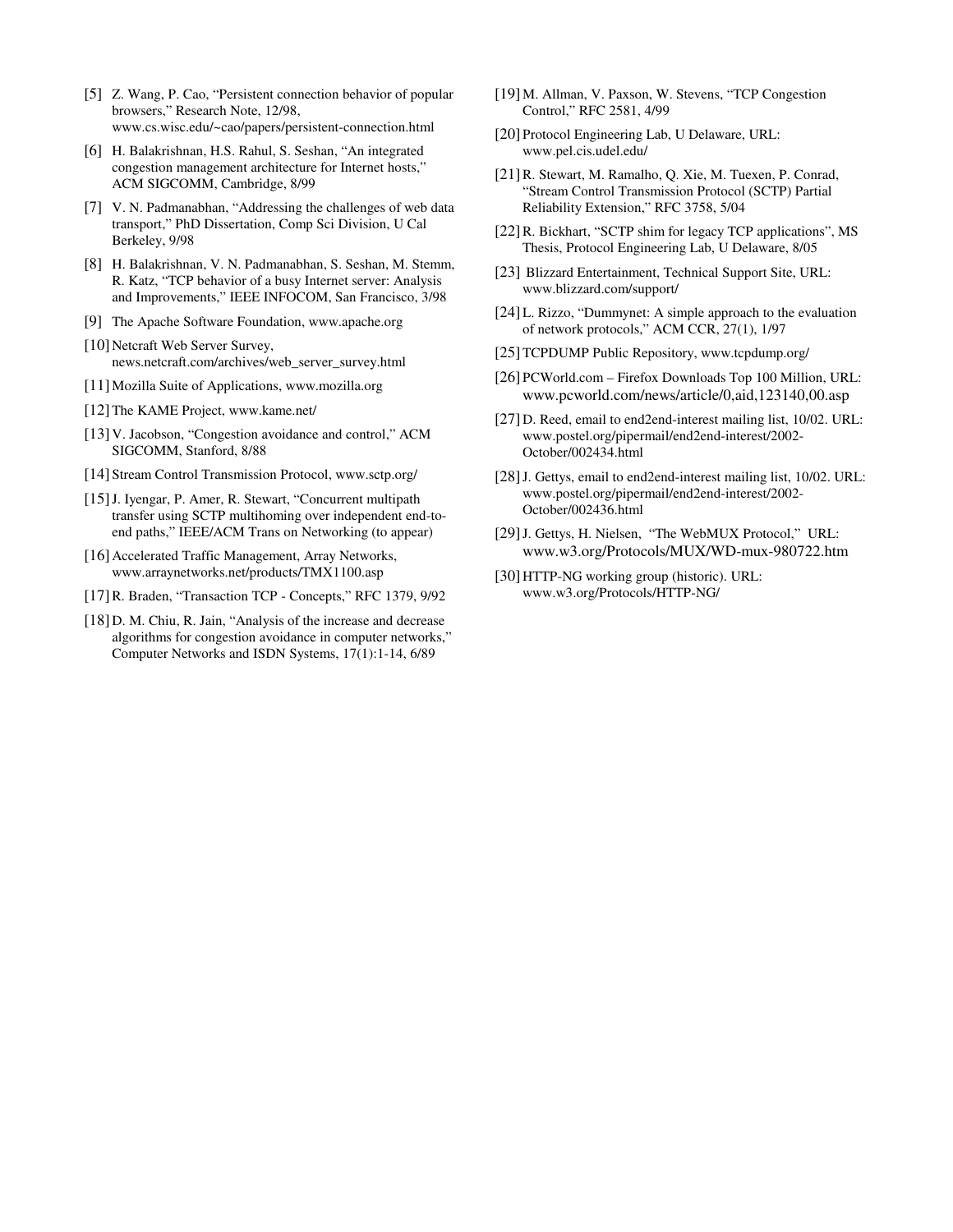[5] Z. Wang, P. Cao, "Persistent connection behavior of popular browsers," Research Note, 12/98, www.cs.wisc.edu/~cao/papers/persistent-connection.html

[6] H. Balakrishnan, H.S. Rahul, S. Seshan, "An integrated congestion management architecture for Internet hosts," ACM SIGCOMM, Cambridge, 8/99

[7] V. N. Padmanabhan, "Addressing the challenges of web data transport," PhD Dissertation, Comp Sci Division, U Cal Berkeley, 9/98

[8] H. Balakrishnan, V. N. Padmanabhan, S. Seshan, M. Stemm, R. Katz, "TCP behavior of a busy Internet server: Analysis and Improvements," IEEE INFOCOM, San Francisco, 3/98

[9] The Apache Software Foundation, www.apache.org

[10] Netcraft Web Server Survey, news.netcraft.com/archives/web_server_survey.html

[11] Mozilla Suite of Applications, www.mozilla.org

[12] The KAME Project, www.kame.net/

[13] V. Jacobson, "Congestion avoidance and control," ACM SIGCOMM, Stanford, 8/88

[14] Stream Control Transmission Protocol, www.sctp.org/

[15] J. Iyengar, P. Amer, R. Stewart, "Concurrent multipath transfer using SCTP multihoming over independent end-to-end paths," IEEE/ACM Trans on Networking (to appear)

[16] Accelerated Traffic Management, Array Networks, www.arraynetworks.net/products/TMX1100.asp

[17] R. Braden, "Transaction TCP - Concepts," RFC 1379, 9/92

[18] D. M. Chiu, R. Jain, "Analysis of the increase and decrease algorithms for congestion avoidance in computer networks," Computer Networks and ISDN Systems, 17(1):1-14, 6/89

[19] M. Allman, V. Paxson, W. Stevens, "TCP Congestion Control," RFC 2581, 4/99

[20] Protocol Engineering Lab, U Delaware, URL: www.pel.cis.udel.edu/

[21] R. Stewart, M. Ramalho, Q. Xie, M. Tuexen, P. Conrad, "Stream Control Transmission Protocol (SCTP) Partial Reliability Extension," RFC 3758, 5/04

[22] R. Bickhart, "SCTP shim for legacy TCP applications", MS Thesis, Protocol Engineering Lab, U Delaware, 8/05

[23] Blizzard Entertainment, Technical Support Site, URL: www.blizzard.com/support/

[24] L. Rizzo, "Dummynet: A simple approach to the evaluation of network protocols," ACM CCR, 27(1), 1/97

[25] TCPDUMP Public Repository, www.tcpdump.org/

[26] PCWorld.com – Firefox Downloads Top 100 Million, URL: www.pcworld.com/news/article/0,aid,123140,00.asp

[27] D. Reed, email to end2end-interest mailing list, 10/02. URL: www.postel.org/pipermail/end2end-interest/2002-October/002434.html

[28] J. Gettys, email to end2end-interest mailing list, 10/02. URL: www.postel.org/pipermail/end2end-interest/2002-October/002436.html

[29] J. Gettys, H. Nielsen, "The WebMUX Protocol," URL: www.w3.org/Protocols/MUX/WD-mux-980722.htm

[30] HTTP-NG working group (historic). URL: www.w3.org/Protocols/HTTP-NG/